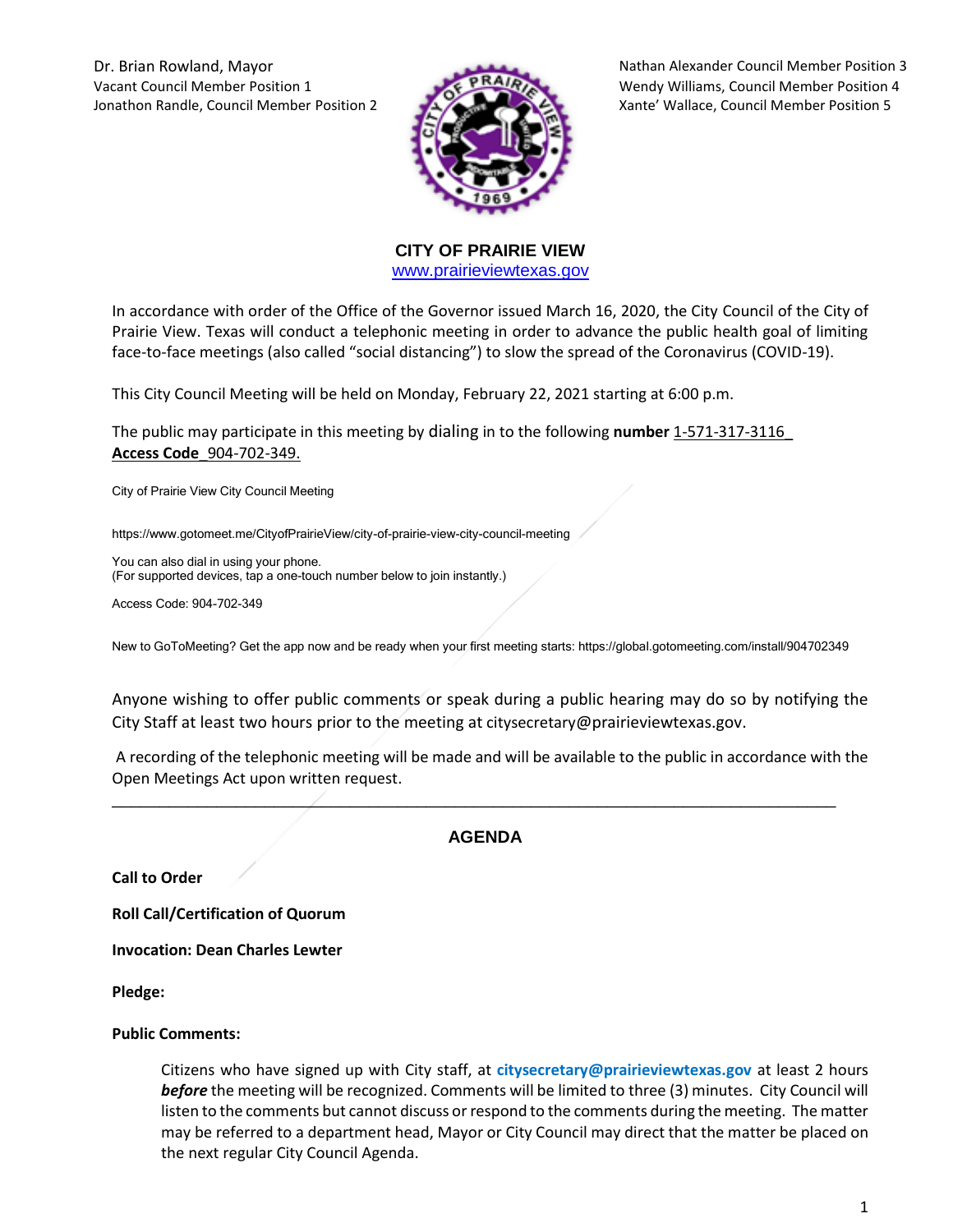Dr. Brian Rowland, Mayor
Vacant Council Member Position 1
Jonathon Randle, Council Member Position 2

Nathan Alexander Council Member Position 3
Wendy Williams, Council Member Position 4
Xante' Wallace, Council Member Position 5

**CITY OF PRAIRIE VIEW**
www.prairieviewtexas.gov

In accordance with order of the Office of the Governor issued March 16, 2020, the City Council of the City of Prairie View. Texas will conduct a telephonic meeting in order to advance the public health goal of limiting face-to-face meetings (also called "social distancing") to slow the spread of the Coronavirus (COVID-19).

This City Council Meeting will be held on Monday, February 22, 2021 starting at 6:00 p.m.

The public may participate in this meeting by dialing in to the following **number** 1-571-317-3116_ **Access Code**_904-702-349.

City of Prairie View City Council Meeting

https://www.gotomeet.me/CityofPrairieView/city-of-prairie-view-city-council-meeting

You can also dial in using your phone.
(For supported devices, tap a one-touch number below to join instantly.)

Access Code: 904-702-349

New to GoToMeeting? Get the app now and be ready when your first meeting starts: https://global.gotomeeting.com/install/904702349

Anyone wishing to offer public comments or speak during a public hearing may do so by notifying the City Staff at least two hours prior to the meeting at citysecretary@prairieviewtexas.gov.

A recording of the telephonic meeting will be made and will be available to the public in accordance with the Open Meetings Act upon written request.

---

## AGENDA

**Call to Order**

**Roll Call/Certification of Quorum**

**Invocation: Dean Charles Lewter**

**Pledge:**

**Public Comments:**

Citizens who have signed up with City staff, at **citysecretary@prairieviewtexas.gov** at least 2 hours ***before*** the meeting will be recognized. Comments will be limited to three (3) minutes. City Council will listen to the comments but cannot discuss or respond to the comments during the meeting. The matter may be referred to a department head, Mayor or City Council may direct that the matter be placed on the next regular City Council Agenda.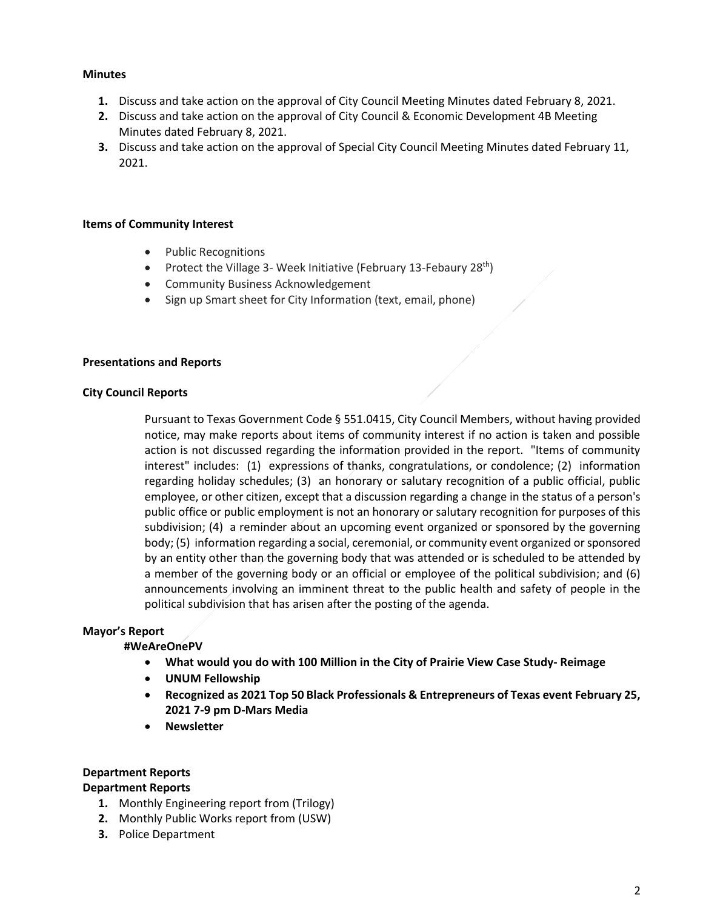**Minutes**

1. Discuss and take action on the approval of City Council Meeting Minutes dated February 8, 2021.
2. Discuss and take action on the approval of City Council & Economic Development 4B Meeting Minutes dated February 8, 2021.
3. Discuss and take action on the approval of Special City Council Meeting Minutes dated February 11, 2021.

**Items of Community Interest**

- Public Recognitions
- Protect the Village 3- Week Initiative (February 13-Febaury 28th)
- Community Business Acknowledgement
- Sign up Smart sheet for City Information (text, email, phone)

**Presentations and Reports**

**City Council Reports**

Pursuant to Texas Government Code § 551.0415, City Council Members, without having provided notice, may make reports about items of community interest if no action is taken and possible action is not discussed regarding the information provided in the report. "Items of community interest" includes: (1) expressions of thanks, congratulations, or condolence; (2) information regarding holiday schedules; (3) an honorary or salutary recognition of a public official, public employee, or other citizen, except that a discussion regarding a change in the status of a person's public office or public employment is not an honorary or salutary recognition for purposes of this subdivision; (4) a reminder about an upcoming event organized or sponsored by the governing body; (5) information regarding a social, ceremonial, or community event organized or sponsored by an entity other than the governing body that was attended or is scheduled to be attended by a member of the governing body or an official or employee of the political subdivision; and (6) announcements involving an imminent threat to the public health and safety of people in the political subdivision that has arisen after the posting of the agenda.

**Mayor's Report**

**#WeAreOnePV**

- **What would you do with 100 Million in the City of Prairie View Case Study- Reimage**
- **UNUM Fellowship**
- **Recognized as 2021 Top 50 Black Professionals & Entrepreneurs of Texas event February 25, 2021 7-9 pm D-Mars Media**
- **Newsletter**

**Department Reports**

**Department Reports**

1. Monthly Engineering report from (Trilogy)
2. Monthly Public Works report from (USW)
3. Police Department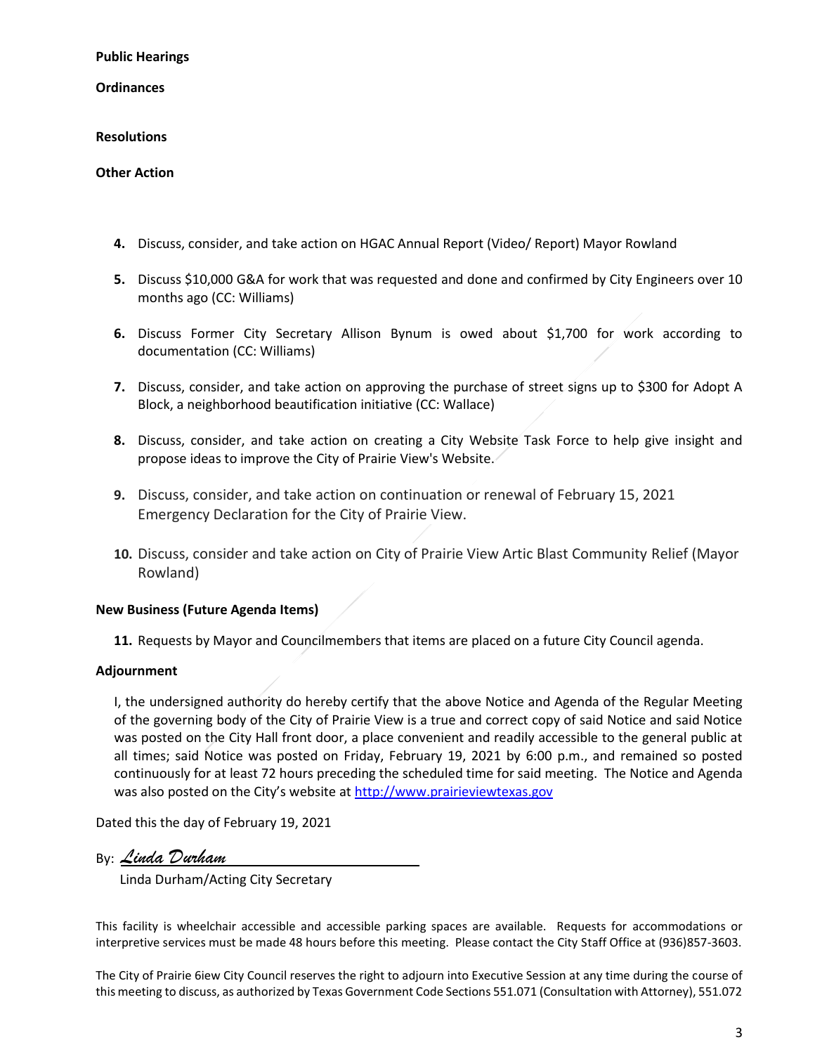**Public Hearings**

**Ordinances**

**Resolutions**

**Other Action**

4. Discuss, consider, and take action on HGAC Annual Report (Video/ Report) Mayor Rowland

5. Discuss $10,000 G&A for work that was requested and done and confirmed by City Engineers over 10 months ago (CC: Williams)

6. Discuss Former City Secretary Allison Bynum is owed about $1,700 for work according to documentation (CC: Williams)

7. Discuss, consider, and take action on approving the purchase of street signs up to $300 for Adopt A Block, a neighborhood beautification initiative (CC: Wallace)

8. Discuss, consider, and take action on creating a City Website Task Force to help give insight and propose ideas to improve the City of Prairie View's Website.

9. Discuss, consider, and take action on continuation or renewal of February 15, 2021 Emergency Declaration for the City of Prairie View.

10. Discuss, consider and take action on City of Prairie View Artic Blast Community Relief (Mayor Rowland)

**New Business (Future Agenda Items)**

11. Requests by Mayor and Councilmembers that items are placed on a future City Council agenda.

**Adjournment**

I, the undersigned authority do hereby certify that the above Notice and Agenda of the Regular Meeting of the governing body of the City of Prairie View is a true and correct copy of said Notice and said Notice was posted on the City Hall front door, a place convenient and readily accessible to the general public at all times; said Notice was posted on Friday, February 19, 2021 by 6:00 p.m., and remained so posted continuously for at least 72 hours preceding the scheduled time for said meeting. The Notice and Agenda was also posted on the City's website at http://www.prairieviewtexas.gov

Dated this the day of February 19, 2021

By: *Linda Durham*

Linda Durham/Acting City Secretary

This facility is wheelchair accessible and accessible parking spaces are available. Requests for accommodations or interpretive services must be made 48 hours before this meeting. Please contact the City Staff Office at (936)857-3603.

The City of Prairie 6iew City Council reserves the right to adjourn into Executive Session at any time during the course of this meeting to discuss, as authorized by Texas Government Code Sections 551.071 (Consultation with Attorney), 551.072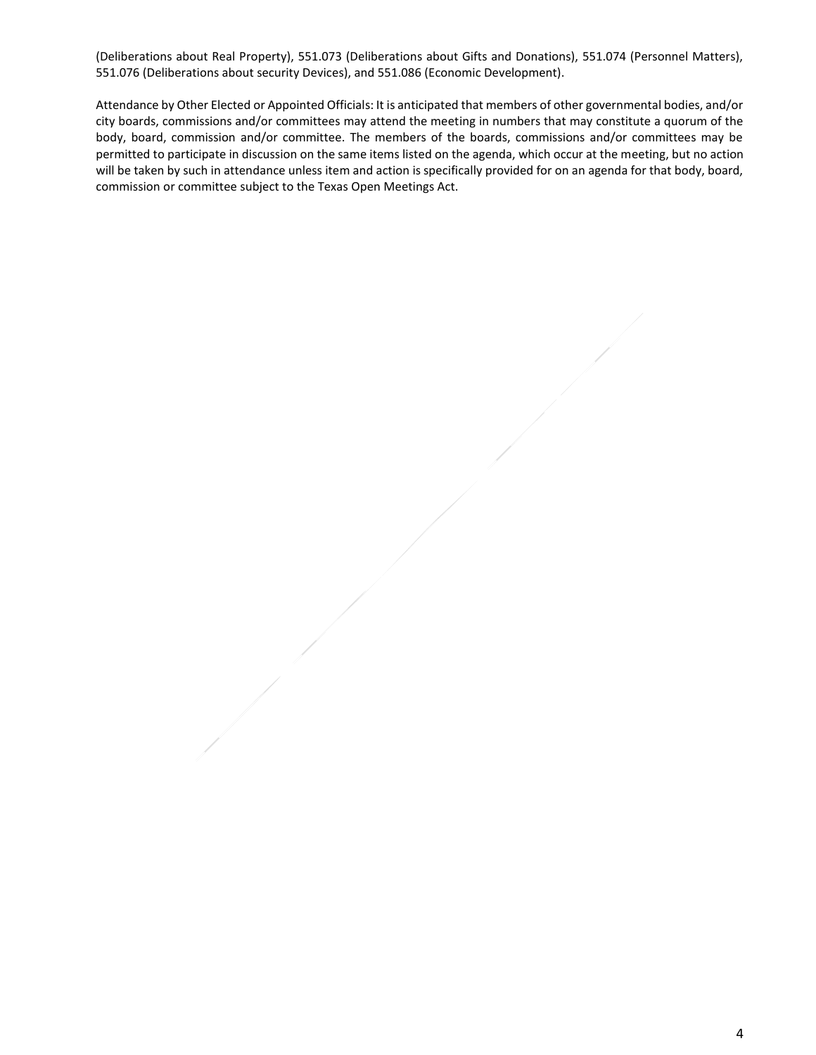(Deliberations about Real Property), 551.073 (Deliberations about Gifts and Donations), 551.074 (Personnel Matters), 551.076 (Deliberations about security Devices), and 551.086 (Economic Development).

Attendance by Other Elected or Appointed Officials: It is anticipated that members of other governmental bodies, and/or city boards, commissions and/or committees may attend the meeting in numbers that may constitute a quorum of the body, board, commission and/or committee. The members of the boards, commissions and/or committees may be permitted to participate in discussion on the same items listed on the agenda, which occur at the meeting, but no action will be taken by such in attendance unless item and action is specifically provided for on an agenda for that body, board, commission or committee subject to the Texas Open Meetings Act.